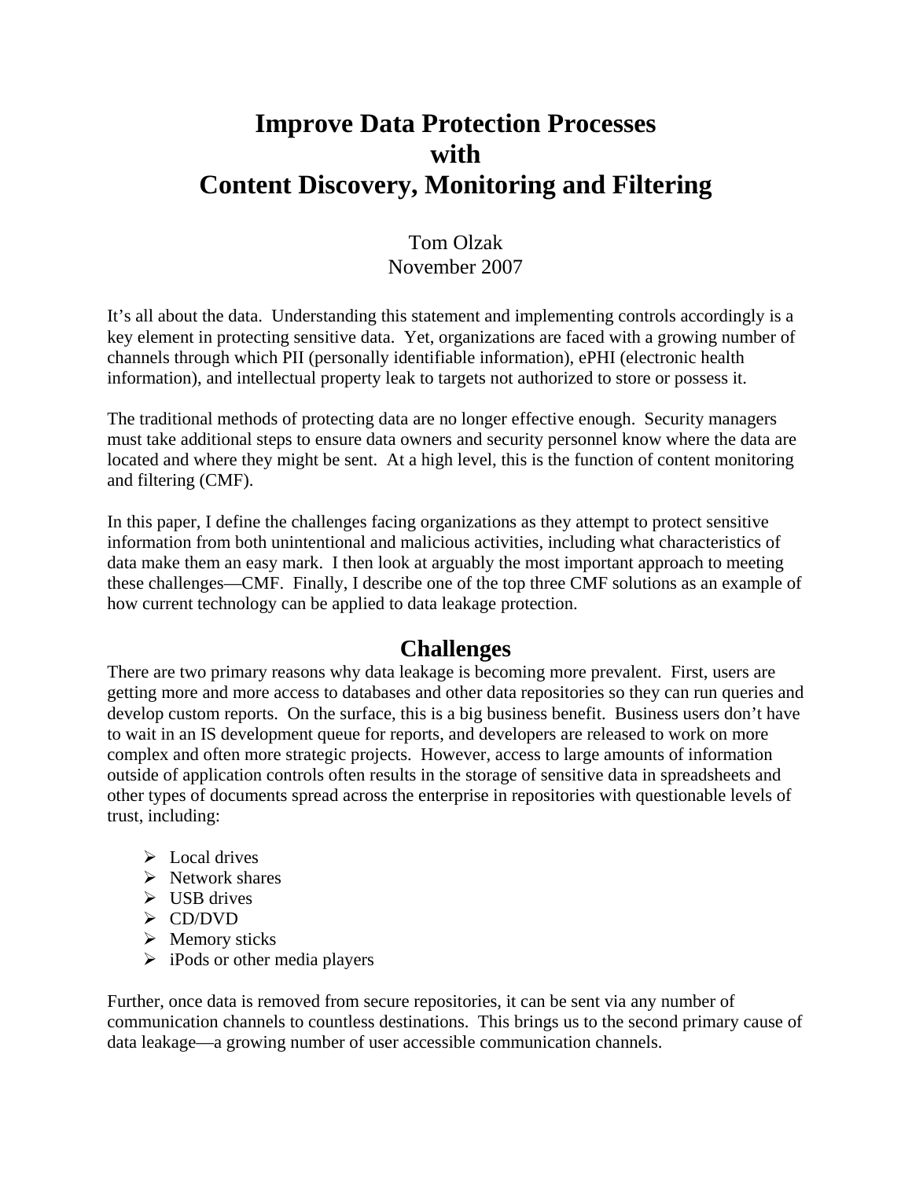# Improve Data Protection Processes with Content Discovery, Monitoring and Filtering

Tom Olzak
November 2007

It's all about the data. Understanding this statement and implementing controls accordingly is a key element in protecting sensitive data. Yet, organizations are faced with a growing number of channels through which PII (personally identifiable information), ePHI (electronic health information), and intellectual property leak to targets not authorized to store or possess it.

The traditional methods of protecting data are no longer effective enough. Security managers must take additional steps to ensure data owners and security personnel know where the data are located and where they might be sent. At a high level, this is the function of content monitoring and filtering (CMF).

In this paper, I define the challenges facing organizations as they attempt to protect sensitive information from both unintentional and malicious activities, including what characteristics of data make them an easy mark. I then look at arguably the most important approach to meeting these challenges—CMF. Finally, I describe one of the top three CMF solutions as an example of how current technology can be applied to data leakage protection.

## Challenges

There are two primary reasons why data leakage is becoming more prevalent. First, users are getting more and more access to databases and other data repositories so they can run queries and develop custom reports. On the surface, this is a big business benefit. Business users don't have to wait in an IS development queue for reports, and developers are released to work on more complex and often more strategic projects. However, access to large amounts of information outside of application controls often results in the storage of sensitive data in spreadsheets and other types of documents spread across the enterprise in repositories with questionable levels of trust, including:

- Local drives
- Network shares
- USB drives
- CD/DVD
- Memory sticks
- iPods or other media players

Further, once data is removed from secure repositories, it can be sent via any number of communication channels to countless destinations. This brings us to the second primary cause of data leakage—a growing number of user accessible communication channels.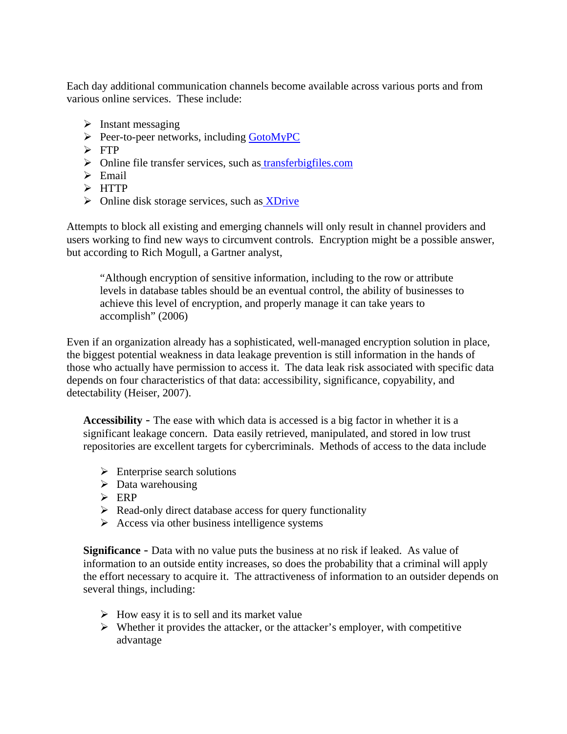Each day additional communication channels become available across various ports and from various online services. These include:

- Instant messaging
- Peer-to-peer networks, including GotoMyPC
- FTP
- Online file transfer services, such as transferbigfiles.com
- Email
- HTTP
- Online disk storage services, such as XDrive

Attempts to block all existing and emerging channels will only result in channel providers and users working to find new ways to circumvent controls. Encryption might be a possible answer, but according to Rich Mogull, a Gartner analyst,

> "Although encryption of sensitive information, including to the row or attribute levels in database tables should be an eventual control, the ability of businesses to achieve this level of encryption, and properly manage it can take years to accomplish" (2006)

Even if an organization already has a sophisticated, well-managed encryption solution in place, the biggest potential weakness in data leakage prevention is still information in the hands of those who actually have permission to access it. The data leak risk associated with specific data depends on four characteristics of that data: accessibility, significance, copyability, and detectability (Heiser, 2007).

**Accessibility** - The ease with which data is accessed is a big factor in whether it is a significant leakage concern. Data easily retrieved, manipulated, and stored in low trust repositories are excellent targets for cybercriminals. Methods of access to the data include

- Enterprise search solutions
- Data warehousing
- ERP
- Read-only direct database access for query functionality
- Access via other business intelligence systems

**Significance** - Data with no value puts the business at no risk if leaked. As value of information to an outside entity increases, so does the probability that a criminal will apply the effort necessary to acquire it. The attractiveness of information to an outsider depends on several things, including:

- How easy it is to sell and its market value
- Whether it provides the attacker, or the attacker's employer, with competitive advantage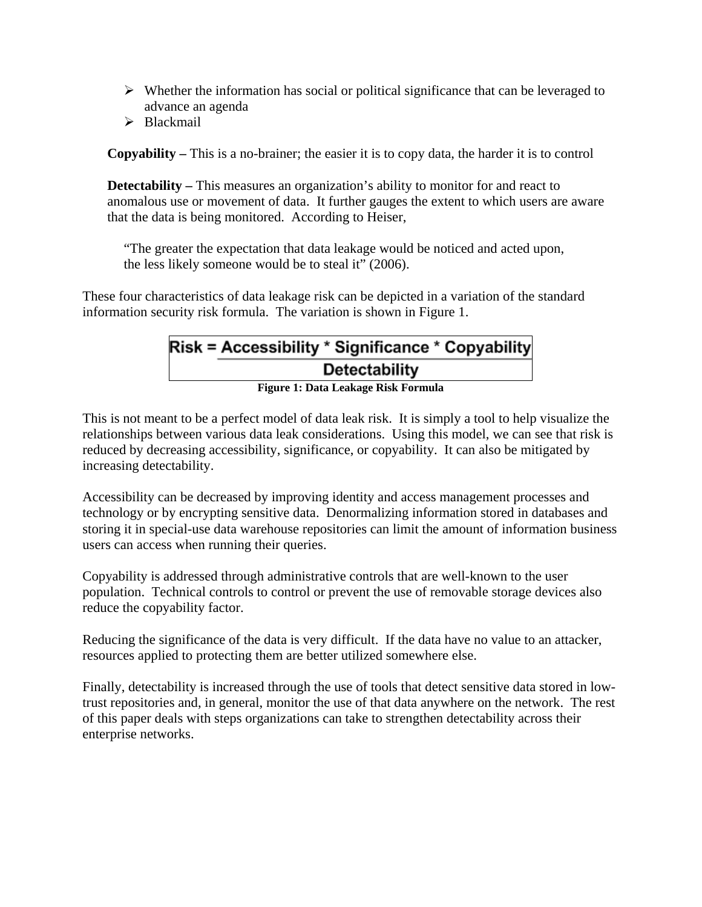- Whether the information has social or political significance that can be leveraged to advance an agenda
- Blackmail

**Copyability –** This is a no-brainer; the easier it is to copy data, the harder it is to control

**Detectability –** This measures an organization's ability to monitor for and react to anomalous use or movement of data. It further gauges the extent to which users are aware that the data is being monitored. According to Heiser,

> "The greater the expectation that data leakage would be noticed and acted upon, the less likely someone would be to steal it" (2006).

These four characteristics of data leakage risk can be depicted in a variation of the standard information security risk formula. The variation is shown in Figure 1.

$$\text{Risk} = \frac{\text{Accessibility} * \text{Significance} * \text{Copyability}}{\text{Detectability}}$$

**Figure 1: Data Leakage Risk Formula**

This is not meant to be a perfect model of data leak risk. It is simply a tool to help visualize the relationships between various data leak considerations. Using this model, we can see that risk is reduced by decreasing accessibility, significance, or copyability. It can also be mitigated by increasing detectability.

Accessibility can be decreased by improving identity and access management processes and technology or by encrypting sensitive data. Denormalizing information stored in databases and storing it in special-use data warehouse repositories can limit the amount of information business users can access when running their queries.

Copyability is addressed through administrative controls that are well-known to the user population. Technical controls to control or prevent the use of removable storage devices also reduce the copyability factor.

Reducing the significance of the data is very difficult. If the data have no value to an attacker, resources applied to protecting them are better utilized somewhere else.

Finally, detectability is increased through the use of tools that detect sensitive data stored in low-trust repositories and, in general, monitor the use of that data anywhere on the network. The rest of this paper deals with steps organizations can take to strengthen detectability across their enterprise networks.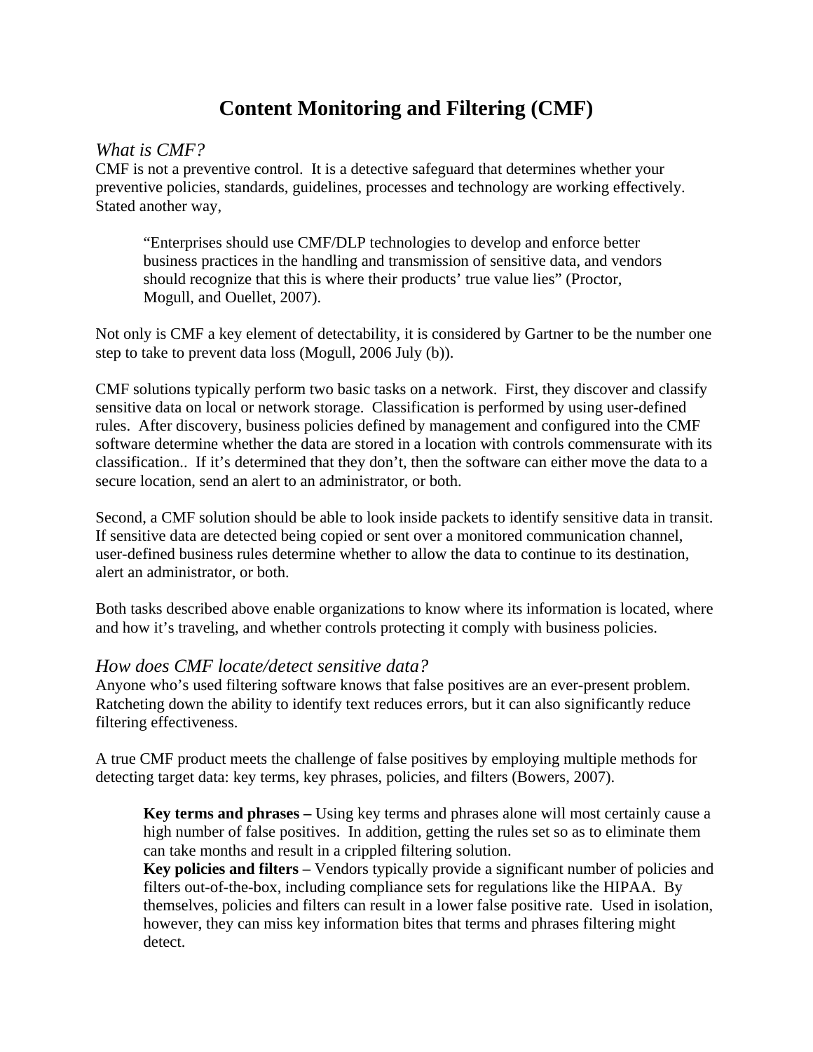# Content Monitoring and Filtering (CMF)

## *What is CMF?*

CMF is not a preventive control. It is a detective safeguard that determines whether your preventive policies, standards, guidelines, processes and technology are working effectively. Stated another way,

> "Enterprises should use CMF/DLP technologies to develop and enforce better business practices in the handling and transmission of sensitive data, and vendors should recognize that this is where their products' true value lies" (Proctor, Mogull, and Ouellet, 2007).

Not only is CMF a key element of detectability, it is considered by Gartner to be the number one step to take to prevent data loss (Mogull, 2006 July (b)).

CMF solutions typically perform two basic tasks on a network. First, they discover and classify sensitive data on local or network storage. Classification is performed by using user-defined rules. After discovery, business policies defined by management and configured into the CMF software determine whether the data are stored in a location with controls commensurate with its classification.. If it's determined that they don't, then the software can either move the data to a secure location, send an alert to an administrator, or both.

Second, a CMF solution should be able to look inside packets to identify sensitive data in transit. If sensitive data are detected being copied or sent over a monitored communication channel, user-defined business rules determine whether to allow the data to continue to its destination, alert an administrator, or both.

Both tasks described above enable organizations to know where its information is located, where and how it's traveling, and whether controls protecting it comply with business policies.

## *How does CMF locate/detect sensitive data?*

Anyone who's used filtering software knows that false positives are an ever-present problem. Ratcheting down the ability to identify text reduces errors, but it can also significantly reduce filtering effectiveness.

A true CMF product meets the challenge of false positives by employing multiple methods for detecting target data: key terms, key phrases, policies, and filters (Bowers, 2007).

> **Key terms and phrases –** Using key terms and phrases alone will most certainly cause a high number of false positives. In addition, getting the rules set so as to eliminate them can take months and result in a crippled filtering solution.
> **Key policies and filters –** Vendors typically provide a significant number of policies and filters out-of-the-box, including compliance sets for regulations like the HIPAA. By themselves, policies and filters can result in a lower false positive rate. Used in isolation, however, they can miss key information bites that terms and phrases filtering might detect.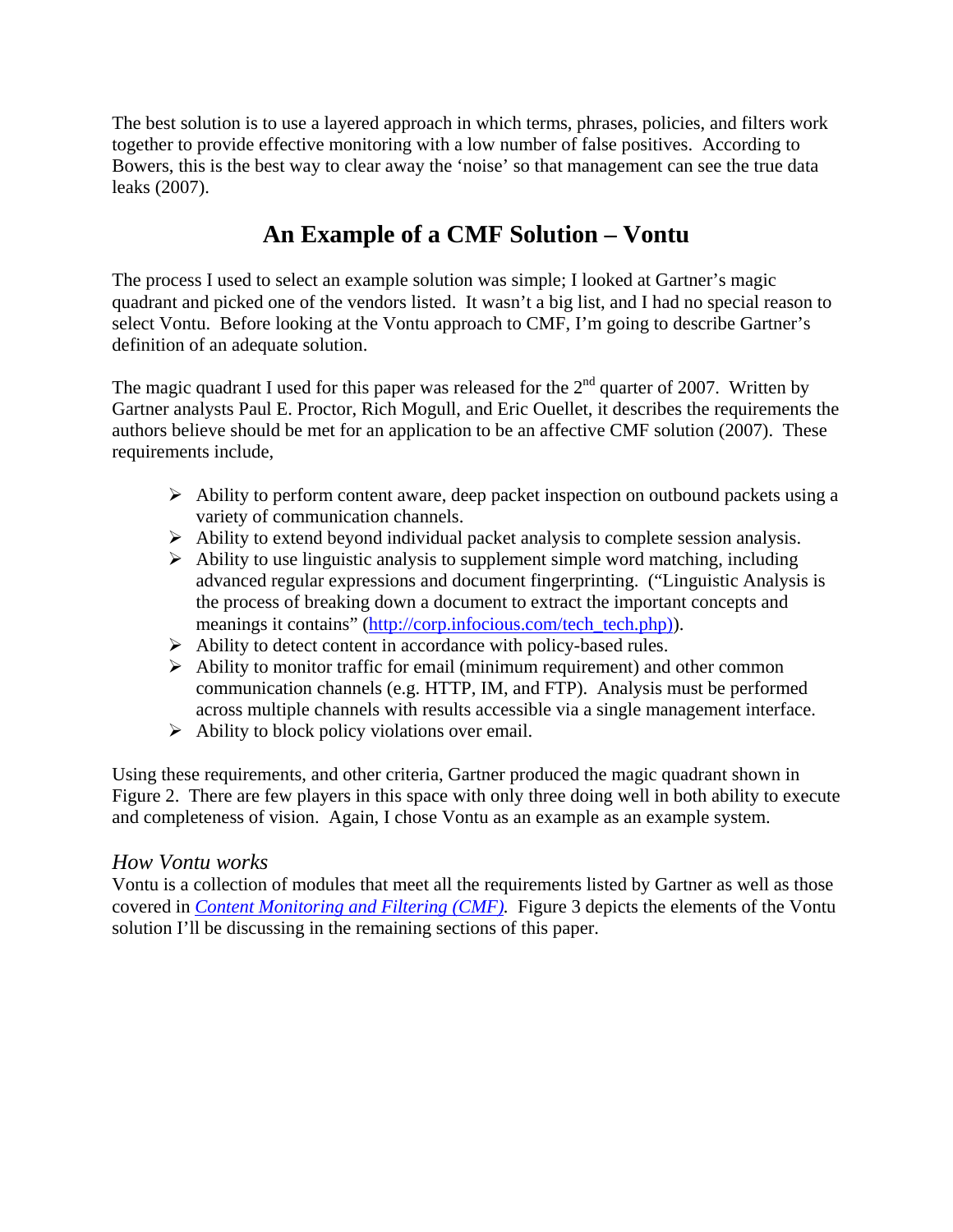The best solution is to use a layered approach in which terms, phrases, policies, and filters work together to provide effective monitoring with a low number of false positives. According to Bowers, this is the best way to clear away the 'noise' so that management can see the true data leaks (2007).

## An Example of a CMF Solution – Vontu

The process I used to select an example solution was simple; I looked at Gartner's magic quadrant and picked one of the vendors listed. It wasn't a big list, and I had no special reason to select Vontu. Before looking at the Vontu approach to CMF, I'm going to describe Gartner's definition of an adequate solution.

The magic quadrant I used for this paper was released for the 2nd quarter of 2007. Written by Gartner analysts Paul E. Proctor, Rich Mogull, and Eric Ouellet, it describes the requirements the authors believe should be met for an application to be an affective CMF solution (2007). These requirements include,

- Ability to perform content aware, deep packet inspection on outbound packets using a variety of communication channels.
- Ability to extend beyond individual packet analysis to complete session analysis.
- Ability to use linguistic analysis to supplement simple word matching, including advanced regular expressions and document fingerprinting. ("Linguistic Analysis is the process of breaking down a document to extract the important concepts and meanings it contains" (http://corp.infocious.com/tech_tech.php)).
- Ability to detect content in accordance with policy-based rules.
- Ability to monitor traffic for email (minimum requirement) and other common communication channels (e.g. HTTP, IM, and FTP). Analysis must be performed across multiple channels with results accessible via a single management interface.
- Ability to block policy violations over email.

Using these requirements, and other criteria, Gartner produced the magic quadrant shown in Figure 2. There are few players in this space with only three doing well in both ability to execute and completeness of vision. Again, I chose Vontu as an example as an example system.

### *How Vontu works*

Vontu is a collection of modules that meet all the requirements listed by Gartner as well as those covered in *Content Monitoring and Filtering (CMF)*. Figure 3 depicts the elements of the Vontu solution I'll be discussing in the remaining sections of this paper.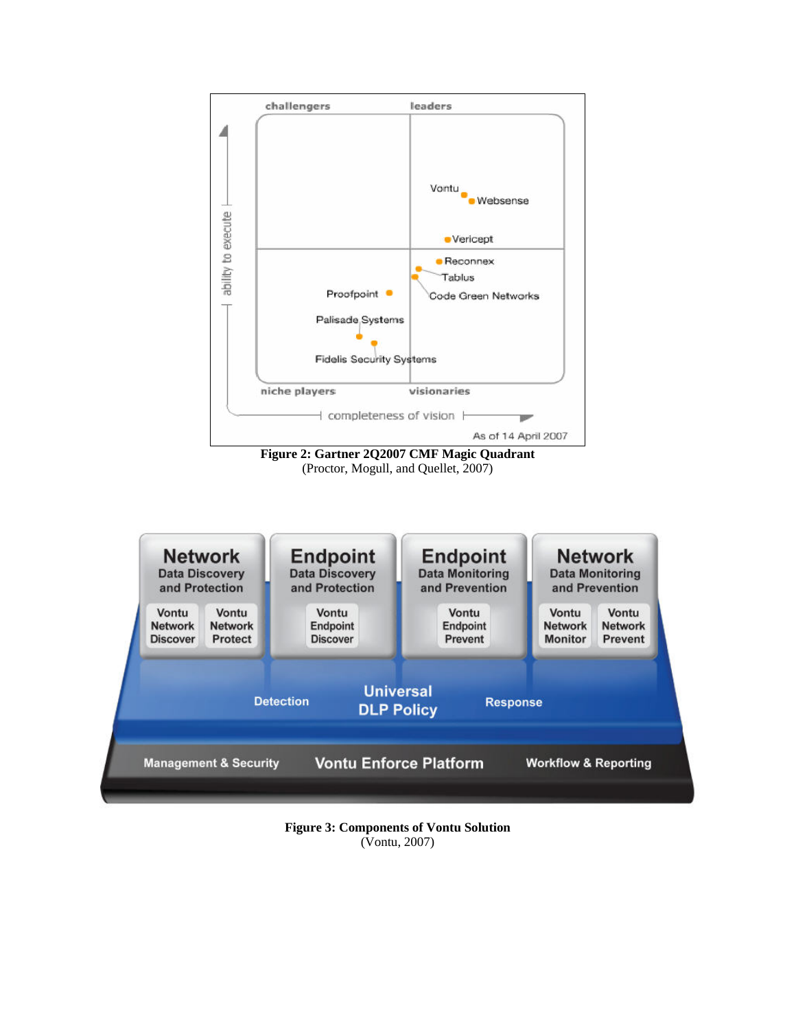**Figure 2: Gartner 2Q2007 CMF Magic Quadrant**
(Proctor, Mogull, and Quellet, 2007)

**Figure 3: Components of Vontu Solution**
(Vontu, 2007)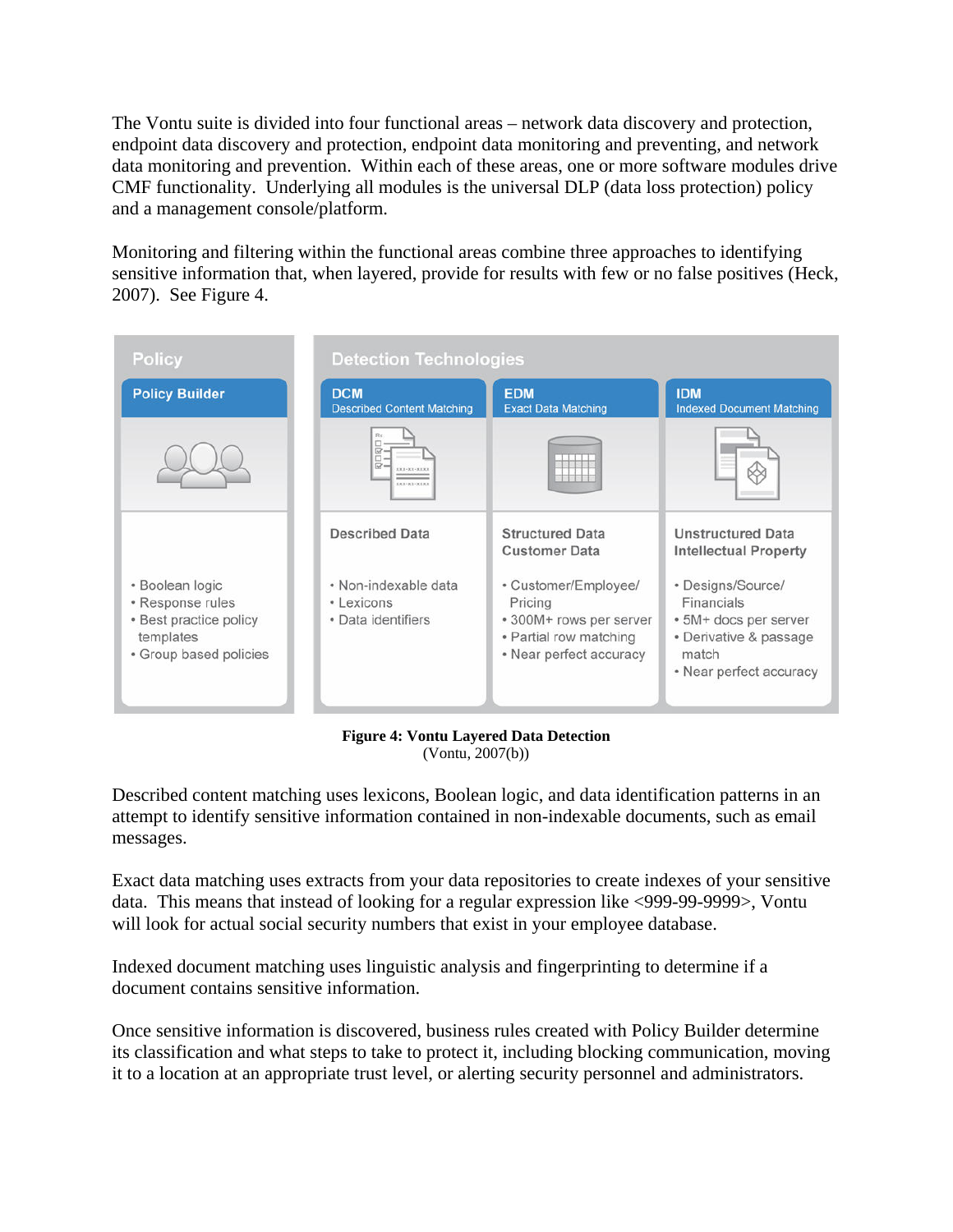The Vontu suite is divided into four functional areas – network data discovery and protection, endpoint data discovery and protection, endpoint data monitoring and preventing, and network data monitoring and prevention. Within each of these areas, one or more software modules drive CMF functionality. Underlying all modules is the universal DLP (data loss protection) policy and a management console/platform.

Monitoring and filtering within the functional areas combine three approaches to identifying sensitive information that, when layered, provide for results with few or no false positives (Heck, 2007). See Figure 4.

| Policy | Detection Technologies | | |
|---|---|---|---|
| **Policy Builder** | **DCM** Described Content Matching | **EDM** Exact Data Matching | **IDM** Indexed Document Matching |
| | Described Data | Structured Data Customer Data | Unstructured Data Intellectual Property |
| • Boolean logic<br>• Response rules<br>• Best practice policy templates<br>• Group based policies | • Non-indexable data<br>• Lexicons<br>• Data identifiers | • Customer/Employee/ Pricing<br>• 300M+ rows per server<br>• Partial row matching<br>• Near perfect accuracy | • Designs/Source/ Financials<br>• 5M+ docs per server<br>• Derivative & passage match<br>• Near perfect accuracy |

**Figure 4: Vontu Layered Data Detection**
(Vontu, 2007(b))

Described content matching uses lexicons, Boolean logic, and data identification patterns in an attempt to identify sensitive information contained in non-indexable documents, such as email messages.

Exact data matching uses extracts from your data repositories to create indexes of your sensitive data. This means that instead of looking for a regular expression like <999-99-9999>, Vontu will look for actual social security numbers that exist in your employee database.

Indexed document matching uses linguistic analysis and fingerprinting to determine if a document contains sensitive information.

Once sensitive information is discovered, business rules created with Policy Builder determine its classification and what steps to take to protect it, including blocking communication, moving it to a location at an appropriate trust level, or alerting security personnel and administrators.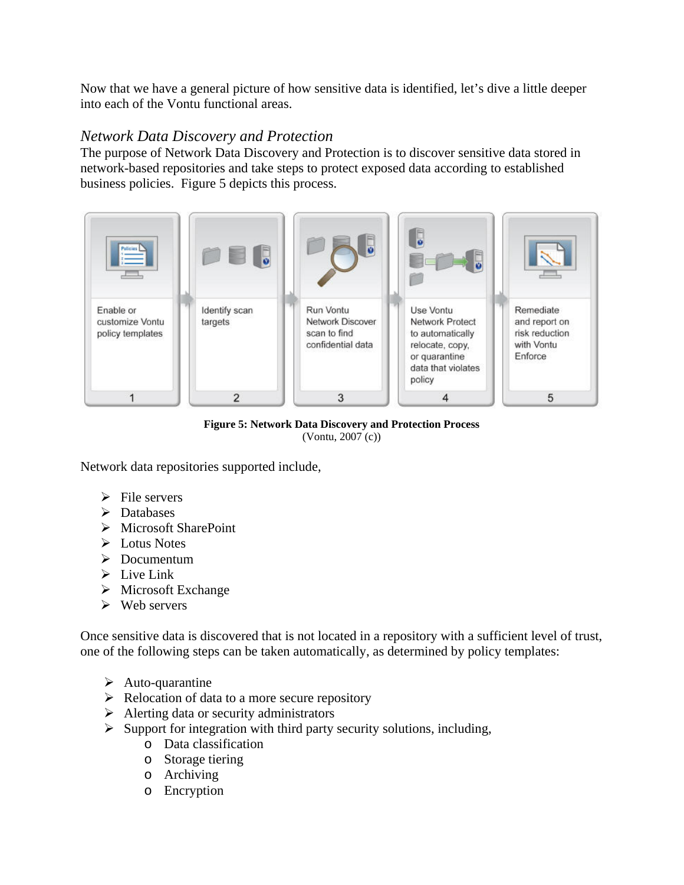Now that we have a general picture of how sensitive data is identified, let's dive a little deeper into each of the Vontu functional areas.

### *Network Data Discovery and Protection*

The purpose of Network Data Discovery and Protection is to discover sensitive data stored in network-based repositories and take steps to protect exposed data according to established business policies. Figure 5 depicts this process.

1. Enable or customize Vontu policy templates
2. Identify scan targets
3. Run Vontu Network Discover scan to find confidential data
4. Use Vontu Network Protect to automatically relocate, copy, or quarantine data that violates policy
5. Remediate and report on risk reduction with Vontu Enforce

**Figure 5: Network Data Discovery and Protection Process**
(Vontu, 2007 (c))

Network data repositories supported include,

- File servers
- Databases
- Microsoft SharePoint
- Lotus Notes
- Documentum
- Live Link
- Microsoft Exchange
- Web servers

Once sensitive data is discovered that is not located in a repository with a sufficient level of trust, one of the following steps can be taken automatically, as determined by policy templates:

- Auto-quarantine
- Relocation of data to a more secure repository
- Alerting data or security administrators
- Support for integration with third party security solutions, including,
    - Data classification
    - Storage tiering
    - Archiving
    - Encryption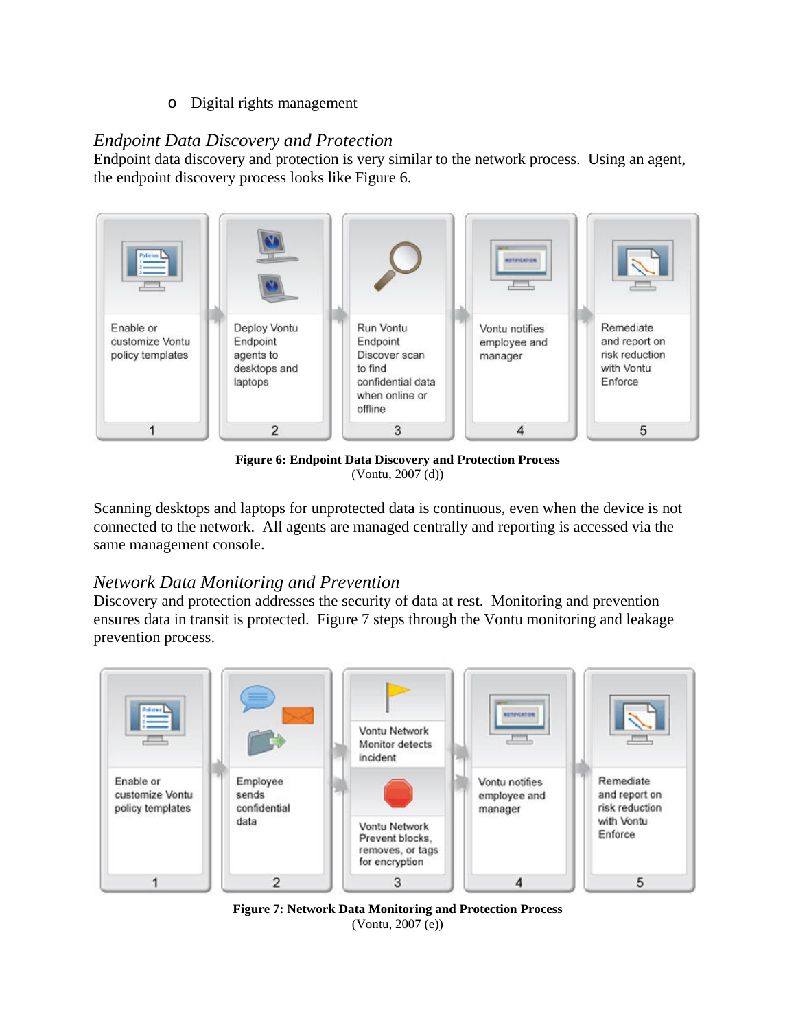- Digital rights management

### *Endpoint Data Discovery and Protection*

Endpoint data discovery and protection is very similar to the network process. Using an agent, the endpoint discovery process looks like Figure 6.

**Figure 6: Endpoint Data Discovery and Protection Process**
(Vontu, 2007 (d))

Scanning desktops and laptops for unprotected data is continuous, even when the device is not connected to the network. All agents are managed centrally and reporting is accessed via the same management console.

### *Network Data Monitoring and Prevention*

Discovery and protection addresses the security of data at rest. Monitoring and prevention ensures data in transit is protected. Figure 7 steps through the Vontu monitoring and leakage prevention process.

**Figure 7: Network Data Monitoring and Protection Process**
(Vontu, 2007 (e))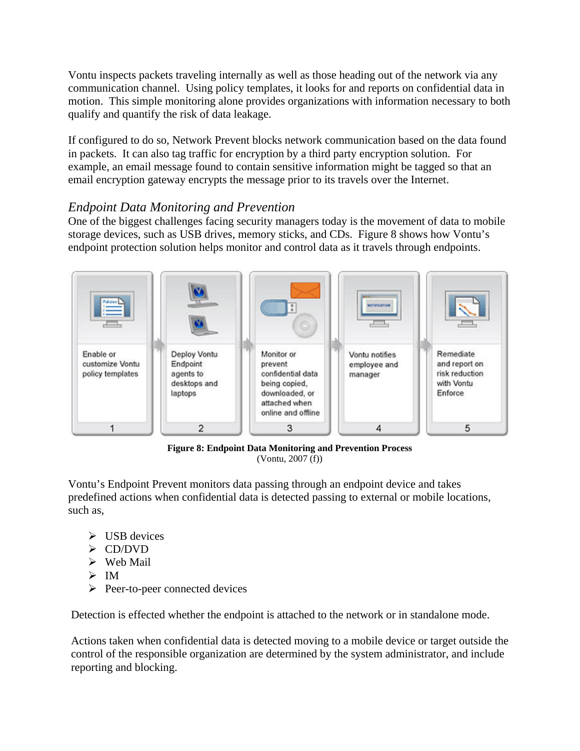Vontu inspects packets traveling internally as well as those heading out of the network via any communication channel. Using policy templates, it looks for and reports on confidential data in motion. This simple monitoring alone provides organizations with information necessary to both qualify and quantify the risk of data leakage.

If configured to do so, Network Prevent blocks network communication based on the data found in packets. It can also tag traffic for encryption by a third party encryption solution. For example, an email message found to contain sensitive information might be tagged so that an email encryption gateway encrypts the message prior to its travels over the Internet.

### *Endpoint Data Monitoring and Prevention*

One of the biggest challenges facing security managers today is the movement of data to mobile storage devices, such as USB drives, memory sticks, and CDs. Figure 8 shows how Vontu's endpoint protection solution helps monitor and control data as it travels through endpoints.

| 1 | 2 | 3 | 4 | 5 |
|---|---|---|---|---|
| Enable or customize Vontu policy templates | Deploy Vontu Endpoint agents to desktops and laptops | Monitor or prevent confidential data being copied, downloaded, or attached when online and offline | Vontu notifies employee and manager | Remediate and report on risk reduction with Vontu Enforce |

**Figure 8: Endpoint Data Monitoring and Prevention Process**
(Vontu, 2007 (f))

Vontu's Endpoint Prevent monitors data passing through an endpoint device and takes predefined actions when confidential data is detected passing to external or mobile locations, such as,

- USB devices
- CD/DVD
- Web Mail
- IM
- Peer-to-peer connected devices

Detection is effected whether the endpoint is attached to the network or in standalone mode.

Actions taken when confidential data is detected moving to a mobile device or target outside the control of the responsible organization are determined by the system administrator, and include reporting and blocking.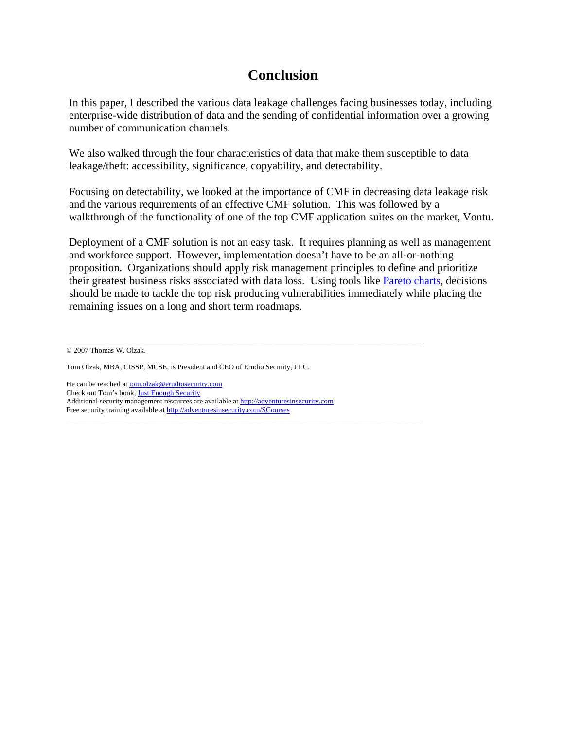# Conclusion

In this paper, I described the various data leakage challenges facing businesses today, including enterprise-wide distribution of data and the sending of confidential information over a growing number of communication channels.

We also walked through the four characteristics of data that make them susceptible to data leakage/theft: accessibility, significance, copyability, and detectability.

Focusing on detectability, we looked at the importance of CMF in decreasing data leakage risk and the various requirements of an effective CMF solution. This was followed by a walkthrough of the functionality of one of the top CMF application suites on the market, Vontu.

Deployment of a CMF solution is not an easy task. It requires planning as well as management and workforce support. However, implementation doesn't have to be an all-or-nothing proposition. Organizations should apply risk management principles to define and prioritize their greatest business risks associated with data loss. Using tools like Pareto charts, decisions should be made to tackle the top risk producing vulnerabilities immediately while placing the remaining issues on a long and short term roadmaps.

---

© 2007 Thomas W. Olzak.

Tom Olzak, MBA, CISSP, MCSE, is President and CEO of Erudio Security, LLC.

He can be reached at tom.olzak@erudiosecurity.com
Check out Tom's book, Just Enough Security
Additional security management resources are available at http://adventuresinsecurity.com
Free security training available at http://adventuresinsecurity.com/SCourses

---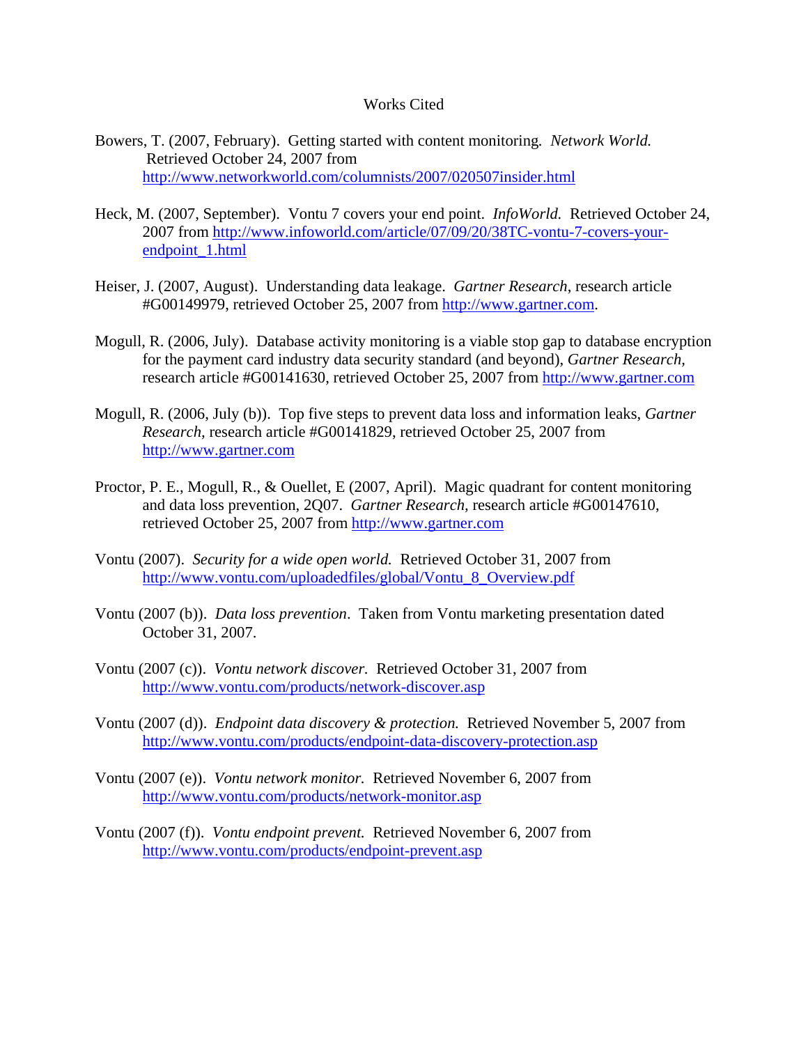# Works Cited

Bowers, T. (2007, February). Getting started with content monitoring. *Network World.* Retrieved October 24, 2007 from http://www.networkworld.com/columnists/2007/020507insider.html

Heck, M. (2007, September). Vontu 7 covers your end point. *InfoWorld.* Retrieved October 24, 2007 from http://www.infoworld.com/article/07/09/20/38TC-vontu-7-covers-your-endpoint_1.html

Heiser, J. (2007, August). Understanding data leakage. *Gartner Research*, research article #G00149979, retrieved October 25, 2007 from http://www.gartner.com.

Mogull, R. (2006, July). Database activity monitoring is a viable stop gap to database encryption for the payment card industry data security standard (and beyond), *Gartner Research,* research article #G00141630, retrieved October 25, 2007 from http://www.gartner.com

Mogull, R. (2006, July (b)). Top five steps to prevent data loss and information leaks, *Gartner Research,* research article #G00141829, retrieved October 25, 2007 from http://www.gartner.com

Proctor, P. E., Mogull, R., & Ouellet, E (2007, April). Magic quadrant for content monitoring and data loss prevention, 2Q07. *Gartner Research,* research article #G00147610, retrieved October 25, 2007 from http://www.gartner.com

Vontu (2007). *Security for a wide open world.* Retrieved October 31, 2007 from http://www.vontu.com/uploadedfiles/global/Vontu_8_Overview.pdf

Vontu (2007 (b)). *Data loss prevention*. Taken from Vontu marketing presentation dated October 31, 2007.

Vontu (2007 (c)). *Vontu network discover.* Retrieved October 31, 2007 from http://www.vontu.com/products/network-discover.asp

Vontu (2007 (d)). *Endpoint data discovery & protection.* Retrieved November 5, 2007 from http://www.vontu.com/products/endpoint-data-discovery-protection.asp

Vontu (2007 (e)). *Vontu network monitor.* Retrieved November 6, 2007 from http://www.vontu.com/products/network-monitor.asp

Vontu (2007 (f)). *Vontu endpoint prevent.* Retrieved November 6, 2007 from http://www.vontu.com/products/endpoint-prevent.asp